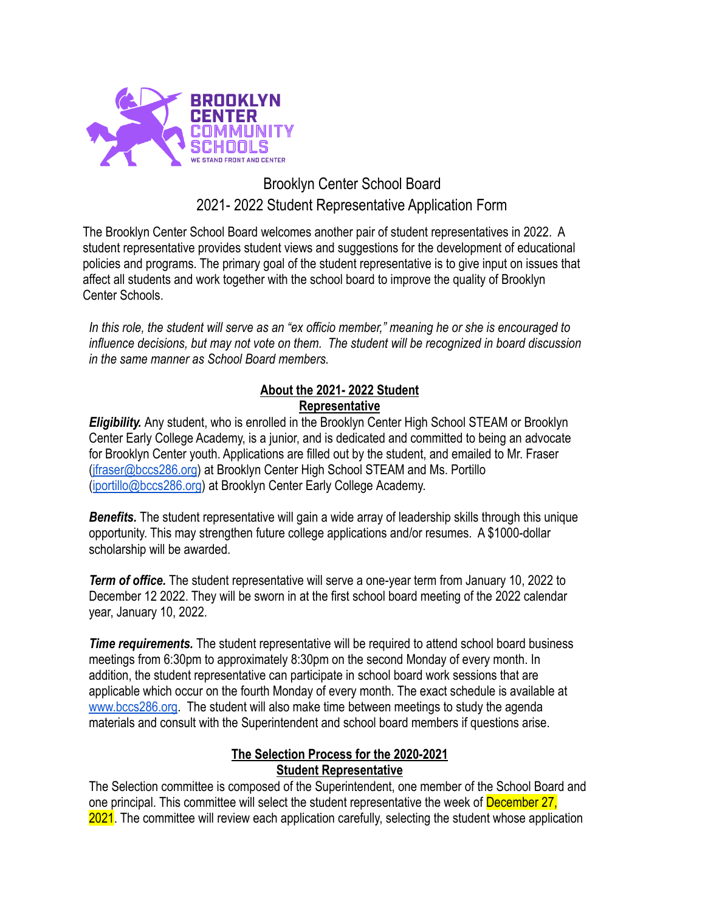Brooklyn Center School Board
2021- 2022 Student Representative Application Form

The Brooklyn Center School Board welcomes another pair of student representatives in 2022. A student representative provides student views and suggestions for the development of educational policies and programs. The primary goal of the student representative is to give input on issues that affect all students and work together with the school board to improve the quality of Brooklyn Center Schools.

*In this role, the student will serve as an "ex officio member," meaning he or she is encouraged to influence decisions, but may not vote on them. The student will be recognized in board discussion in the same manner as School Board members.*

## About the 2021- 2022 Student Representative

***Eligibility.*** Any student, who is enrolled in the Brooklyn Center High School STEAM or Brooklyn Center Early College Academy, is a junior, and is dedicated and committed to being an advocate for Brooklyn Center youth. Applications are filled out by the student, and emailed to Mr. Fraser (jfraser@bccs286.org) at Brooklyn Center High School STEAM and Ms. Portillo (iportillo@bccs286.org) at Brooklyn Center Early College Academy.

***Benefits.*** The student representative will gain a wide array of leadership skills through this unique opportunity. This may strengthen future college applications and/or resumes. A $1000-dollar scholarship will be awarded.

***Term of office.*** The student representative will serve a one-year term from January 10, 2022 to December 12 2022. They will be sworn in at the first school board meeting of the 2022 calendar year, January 10, 2022.

***Time requirements.*** The student representative will be required to attend school board business meetings from 6:30pm to approximately 8:30pm on the second Monday of every month. In addition, the student representative can participate in school board work sessions that are applicable which occur on the fourth Monday of every month. The exact schedule is available at www.bccs286.org. The student will also make time between meetings to study the agenda materials and consult with the Superintendent and school board members if questions arise.

## The Selection Process for the 2020-2021 Student Representative

The Selection committee is composed of the Superintendent, one member of the School Board and one principal. This committee will select the student representative the week of December 27, 2021. The committee will review each application carefully, selecting the student whose application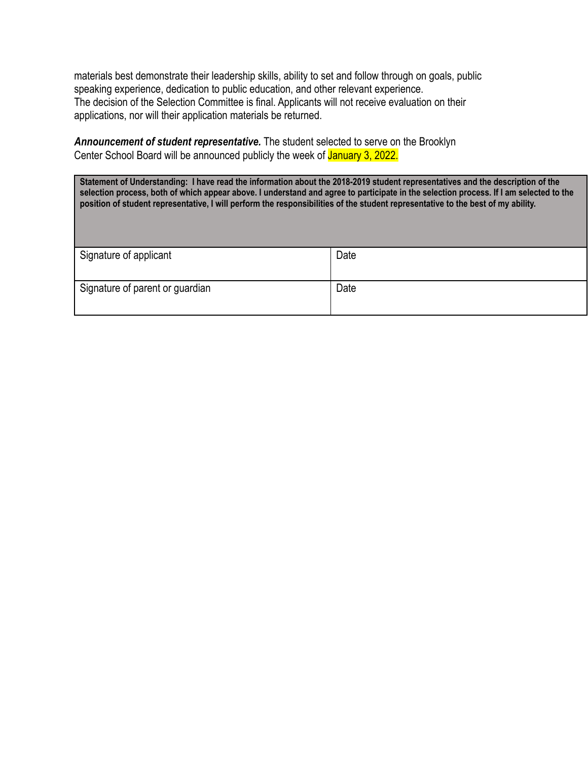materials best demonstrate their leadership skills, ability to set and follow through on goals, public speaking experience, dedication to public education, and other relevant experience.
The decision of the Selection Committee is final. Applicants will not receive evaluation on their applications, nor will their application materials be returned.

***Announcement of student representative.*** The student selected to serve on the Brooklyn Center School Board will be announced publicly the week of January 3, 2022.

| **Statement of Understanding: I have read the information about the 2018-2019 student representatives and the description of the selection process, both of which appear above. I understand and agree to participate in the selection process. If I am selected to the position of student representative, I will perform the responsibilities of the student representative to the best of my ability.** | |
|---|---|
| Signature of applicant | Date |
| Signature of parent or guardian | Date |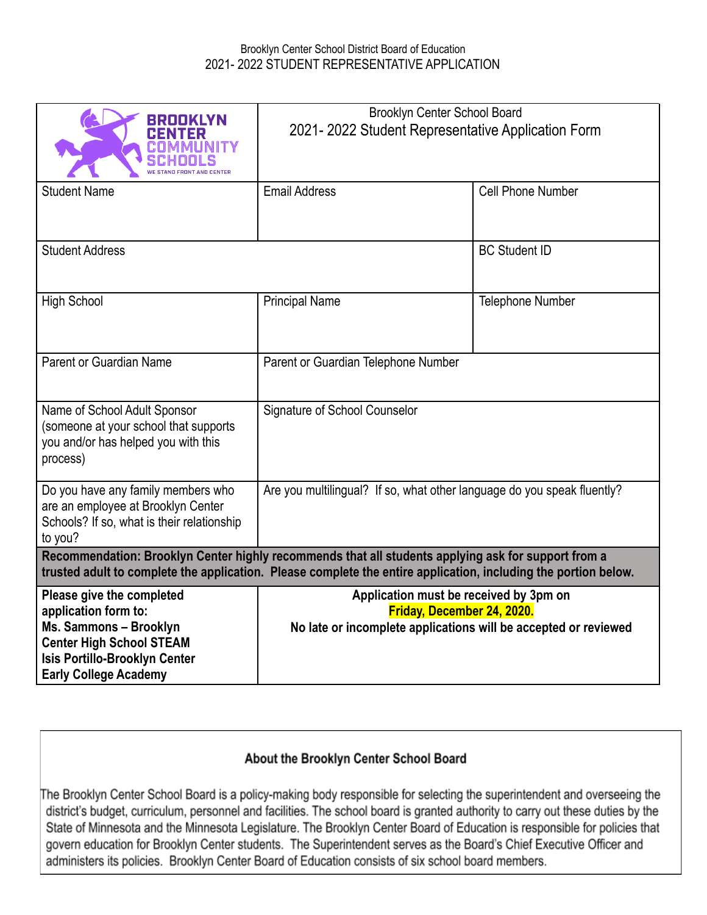Brooklyn Center School District Board of Education

2021- 2022 STUDENT REPRESENTATIVE APPLICATION

| BROOKLYN CENTER COMMUNITY SCHOOLS — WE STAND FRONT AND CENTER | Brooklyn Center School Board<br>2021- 2022 Student Representative Application Form | |
|---|---|---|
| Student Name | Email Address | Cell Phone Number |
| Student Address | | BC Student ID |
| High School | Principal Name | Telephone Number |
| Parent or Guardian Name | Parent or Guardian Telephone Number | |
| Name of School Adult Sponsor (someone at your school that supports you and/or has helped you with this process) | Signature of School Counselor | |
| Do you have any family members who are an employee at Brooklyn Center Schools? If so, what is their relationship to you? | Are you multilingual? If so, what other language do you speak fluently? | |
| **Recommendation: Brooklyn Center highly recommends that all students applying ask for support from a trusted adult to complete the application. Please complete the entire application, including the portion below.** | | |
| **Please give the completed application form to: Ms. Sammons – Brooklyn Center High School STEAM Isis Portillo-Brooklyn Center Early College Academy** | **Application must be received by 3pm on Friday, December 24, 2020. No late or incomplete applications will be accepted or reviewed** | |

## About the Brooklyn Center School Board

The Brooklyn Center School Board is a policy-making body responsible for selecting the superintendent and overseeing the district's budget, curriculum, personnel and facilities. The school board is granted authority to carry out these duties by the State of Minnesota and the Minnesota Legislature. The Brooklyn Center Board of Education is responsible for policies that govern education for Brooklyn Center students. The Superintendent serves as the Board's Chief Executive Officer and administers its policies. Brooklyn Center Board of Education consists of six school board members.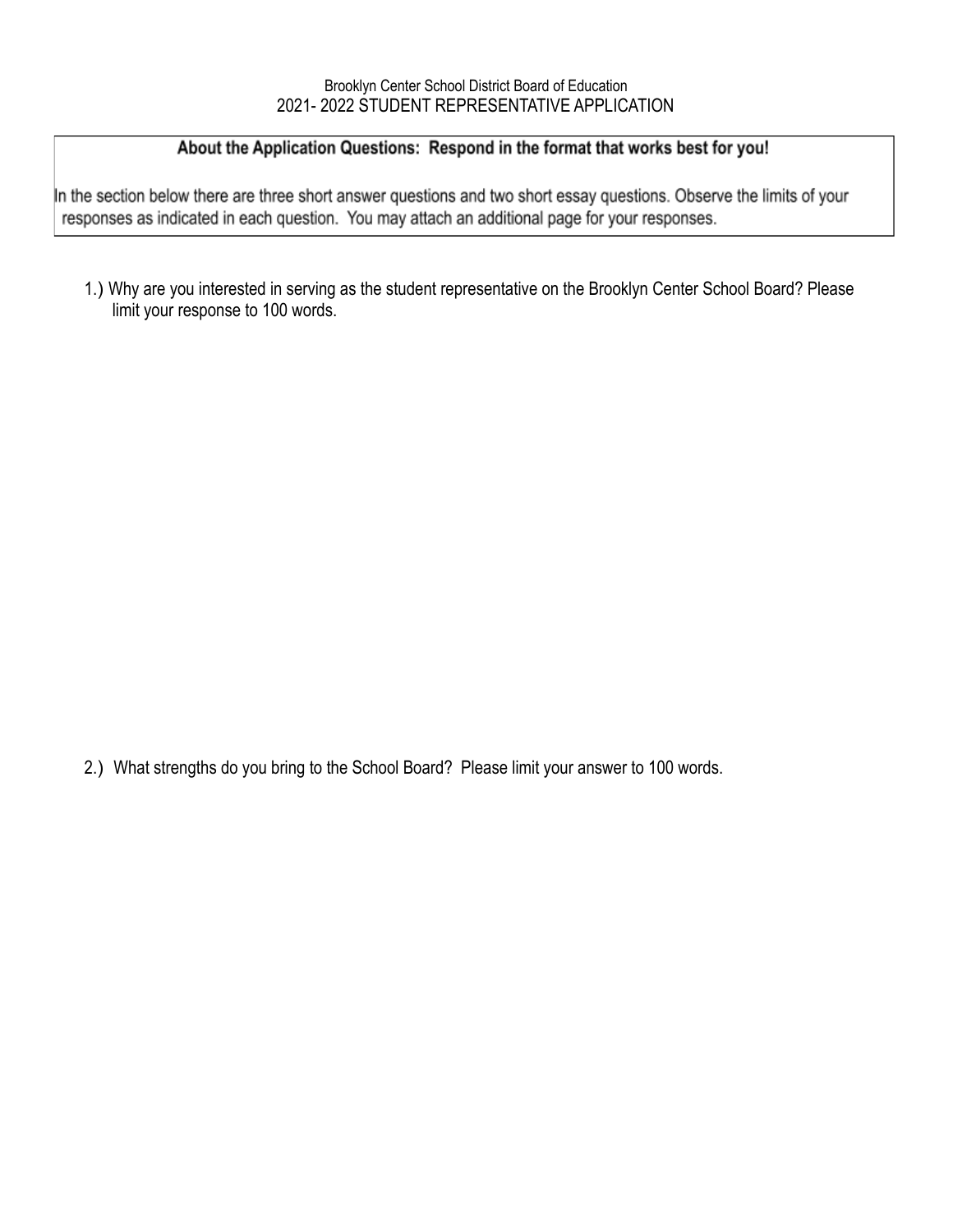Brooklyn Center School District Board of Education

2021- 2022 STUDENT REPRESENTATIVE APPLICATION

**About the Application Questions: Respond in the format that works best for you!**

In the section below there are three short answer questions and two short essay questions. Observe the limits of your responses as indicated in each question. You may attach an additional page for your responses.

1.) Why are you interested in serving as the student representative on the Brooklyn Center School Board? Please limit your response to 100 words.

2.) What strengths do you bring to the School Board? Please limit your answer to 100 words.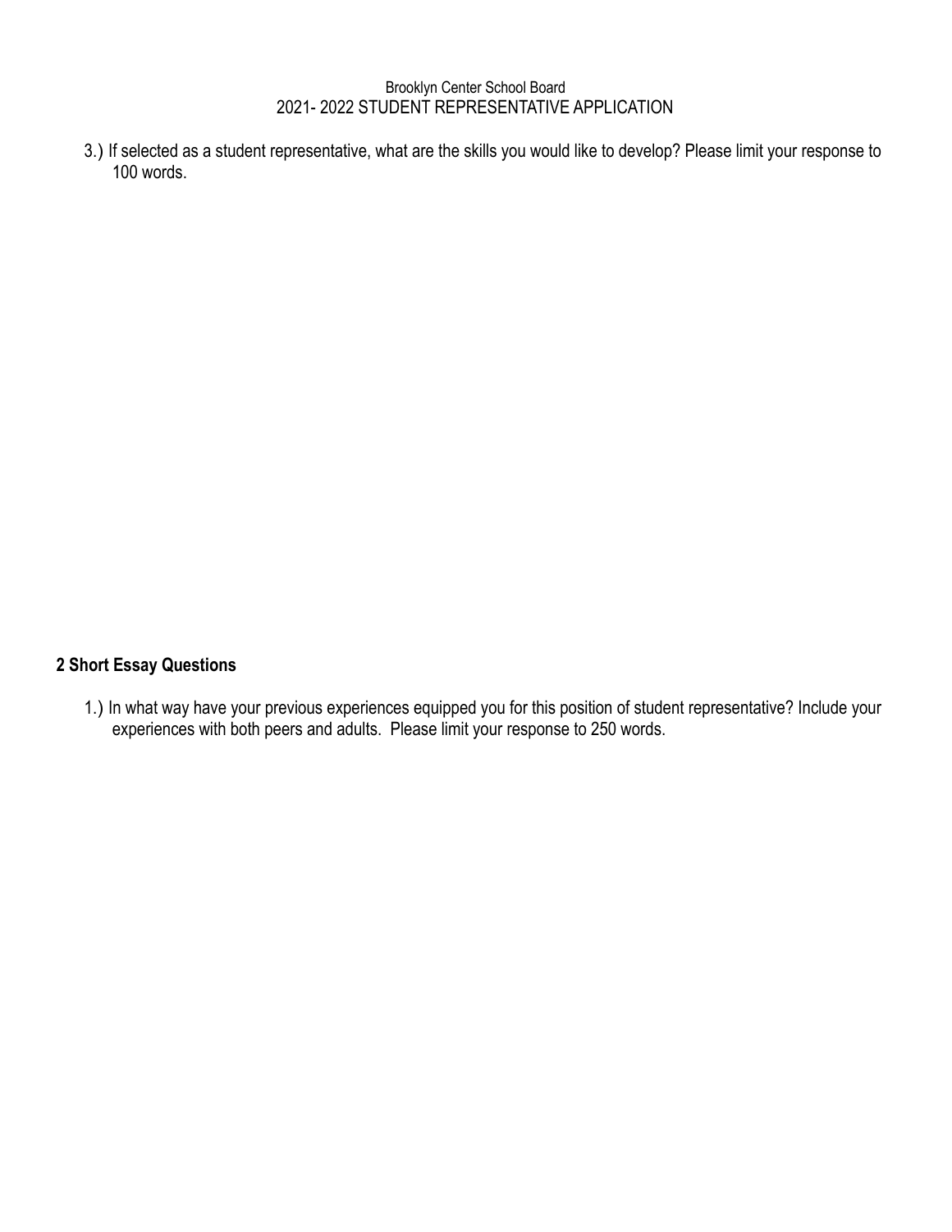Brooklyn Center School Board
2021- 2022 STUDENT REPRESENTATIVE APPLICATION

3.) If selected as a student representative, what are the skills you would like to develop? Please limit your response to 100 words.

**2 Short Essay Questions**

1.) In what way have your previous experiences equipped you for this position of student representative? Include your experiences with both peers and adults. Please limit your response to 250 words.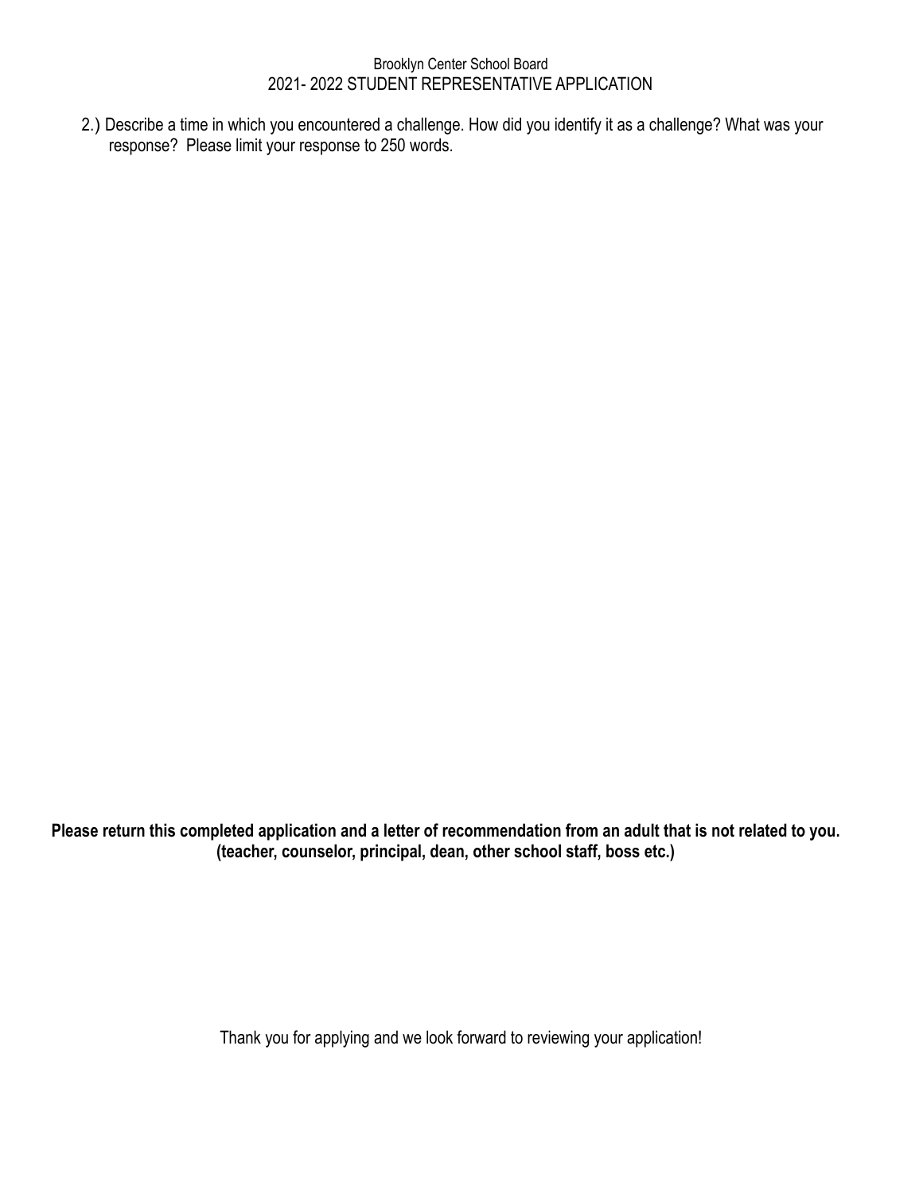Brooklyn Center School Board

2021- 2022 STUDENT REPRESENTATIVE APPLICATION

2.) Describe a time in which you encountered a challenge. How did you identify it as a challenge? What was your response? Please limit your response to 250 words.

**Please return this completed application and a letter of recommendation from an adult that is not related to you. (teacher, counselor, principal, dean, other school staff, boss etc.)**

Thank you for applying and we look forward to reviewing your application!